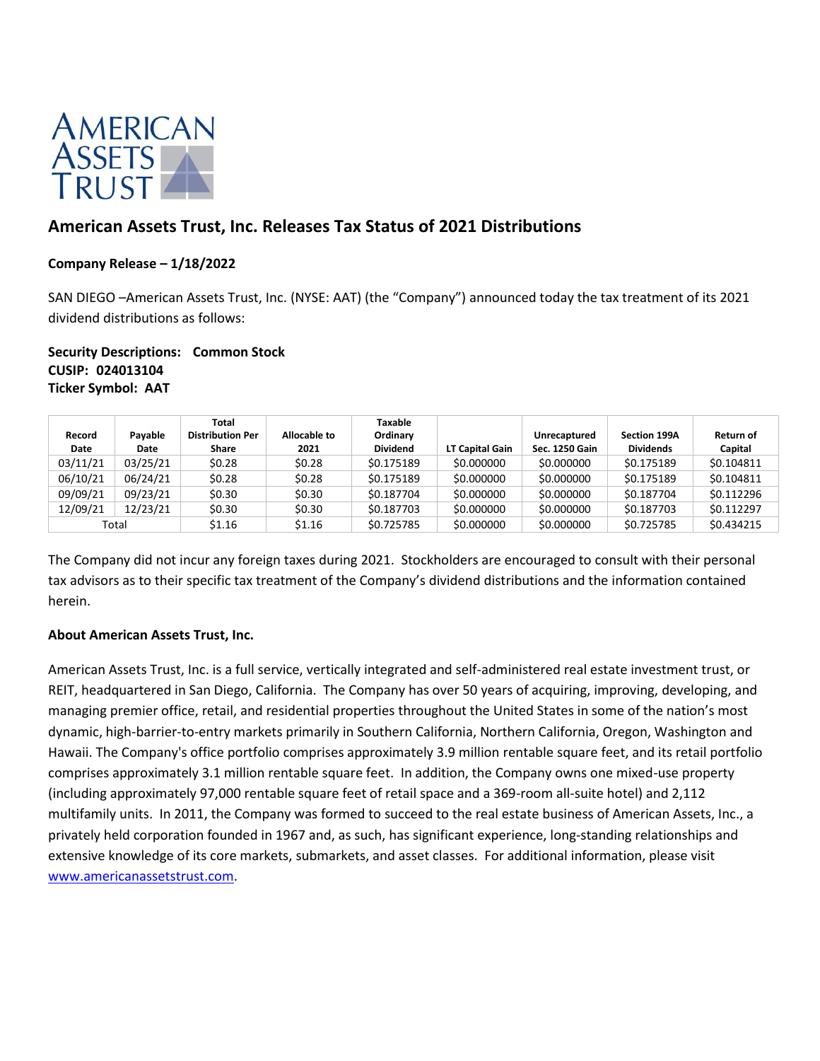# American Assets Trust, Inc. Releases Tax Status of 2021 Distributions

**Company Release – 1/18/2022**

SAN DIEGO –American Assets Trust, Inc. (NYSE: AAT) (the "Company") announced today the tax treatment of its 2021 dividend distributions as follows:

**Security Descriptions: Common Stock**
**CUSIP: 024013104**
**Ticker Symbol: AAT**

| Record Date | Payable Date | Total Distribution Per Share | Allocable to 2021 | Taxable Ordinary Dividend | LT Capital Gain | Unrecaptured Sec. 1250 Gain | Section 199A Dividends | Return of Capital |
|---|---|---|---|---|---|---|---|---|
| 03/11/21 | 03/25/21 | $0.28 | $0.28 | $0.175189 | $0.000000 | $0.000000 | $0.175189 | $0.104811 |
| 06/10/21 | 06/24/21 | $0.28 | $0.28 | $0.175189 | $0.000000 | $0.000000 | $0.175189 | $0.104811 |
| 09/09/21 | 09/23/21 | $0.30 | $0.30 | $0.187704 | $0.000000 | $0.000000 | $0.187704 | $0.112296 |
| 12/09/21 | 12/23/21 | $0.30 | $0.30 | $0.187703 | $0.000000 | $0.000000 | $0.187703 | $0.112297 |
| Total | | $1.16 | $1.16 | $0.725785 | $0.000000 | $0.000000 | $0.725785 | $0.434215 |

The Company did not incur any foreign taxes during 2021. Stockholders are encouraged to consult with their personal tax advisors as to their specific tax treatment of the Company's dividend distributions and the information contained herein.

**About American Assets Trust, Inc.**

American Assets Trust, Inc. is a full service, vertically integrated and self-administered real estate investment trust, or REIT, headquartered in San Diego, California. The Company has over 50 years of acquiring, improving, developing, and managing premier office, retail, and residential properties throughout the United States in some of the nation's most dynamic, high-barrier-to-entry markets primarily in Southern California, Northern California, Oregon, Washington and Hawaii. The Company's office portfolio comprises approximately 3.9 million rentable square feet, and its retail portfolio comprises approximately 3.1 million rentable square feet. In addition, the Company owns one mixed-use property (including approximately 97,000 rentable square feet of retail space and a 369-room all-suite hotel) and 2,112 multifamily units. In 2011, the Company was formed to succeed to the real estate business of American Assets, Inc., a privately held corporation founded in 1967 and, as such, has significant experience, long-standing relationships and extensive knowledge of its core markets, submarkets, and asset classes. For additional information, please visit www.americanassetstrust.com.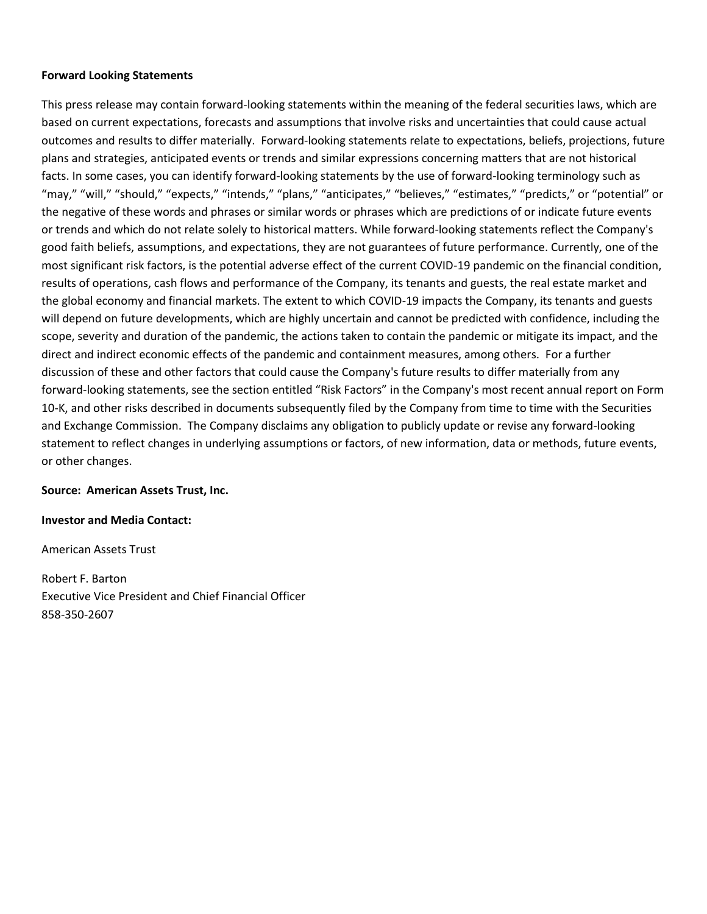**Forward Looking Statements**

This press release may contain forward-looking statements within the meaning of the federal securities laws, which are based on current expectations, forecasts and assumptions that involve risks and uncertainties that could cause actual outcomes and results to differ materially. Forward-looking statements relate to expectations, beliefs, projections, future plans and strategies, anticipated events or trends and similar expressions concerning matters that are not historical facts. In some cases, you can identify forward-looking statements by the use of forward-looking terminology such as "may," "will," "should," "expects," "intends," "plans," "anticipates," "believes," "estimates," "predicts," or "potential" or the negative of these words and phrases or similar words or phrases which are predictions of or indicate future events or trends and which do not relate solely to historical matters. While forward-looking statements reflect the Company's good faith beliefs, assumptions, and expectations, they are not guarantees of future performance. Currently, one of the most significant risk factors, is the potential adverse effect of the current COVID-19 pandemic on the financial condition, results of operations, cash flows and performance of the Company, its tenants and guests, the real estate market and the global economy and financial markets. The extent to which COVID-19 impacts the Company, its tenants and guests will depend on future developments, which are highly uncertain and cannot be predicted with confidence, including the scope, severity and duration of the pandemic, the actions taken to contain the pandemic or mitigate its impact, and the direct and indirect economic effects of the pandemic and containment measures, among others. For a further discussion of these and other factors that could cause the Company's future results to differ materially from any forward-looking statements, see the section entitled "Risk Factors" in the Company's most recent annual report on Form 10-K, and other risks described in documents subsequently filed by the Company from time to time with the Securities and Exchange Commission. The Company disclaims any obligation to publicly update or revise any forward-looking statement to reflect changes in underlying assumptions or factors, of new information, data or methods, future events, or other changes.

**Source: American Assets Trust, Inc.**

**Investor and Media Contact:**

American Assets Trust

Robert F. Barton
Executive Vice President and Chief Financial Officer
858-350-2607